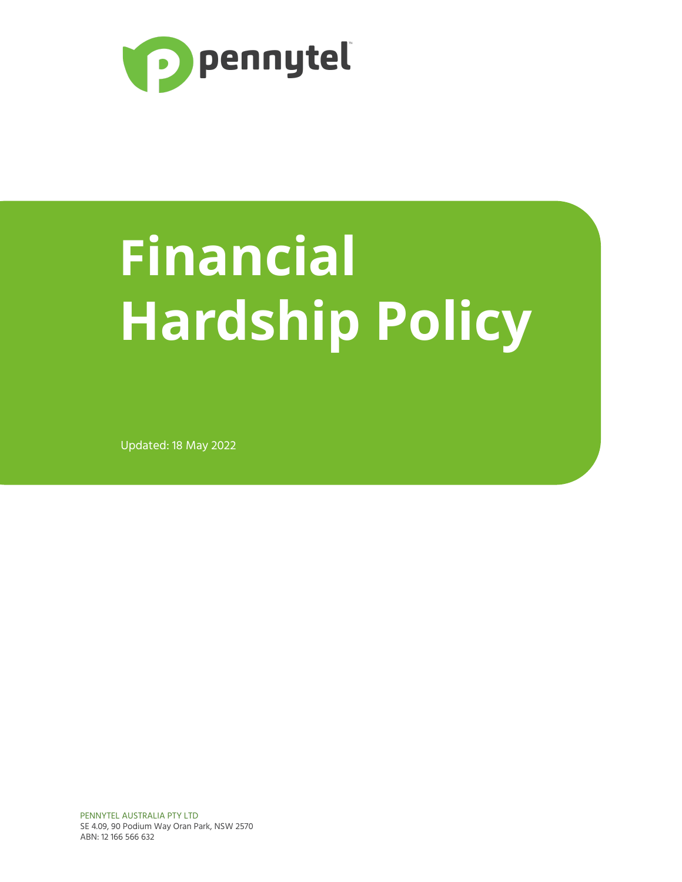pennytel

# Financial Hardship Policy

Updated: 18 May 2022

PENNYTEL AUSTRALIA PTY LTD
SE 4.09, 90 Podium Way Oran Park, NSW 2570
ABN: 12 166 566 632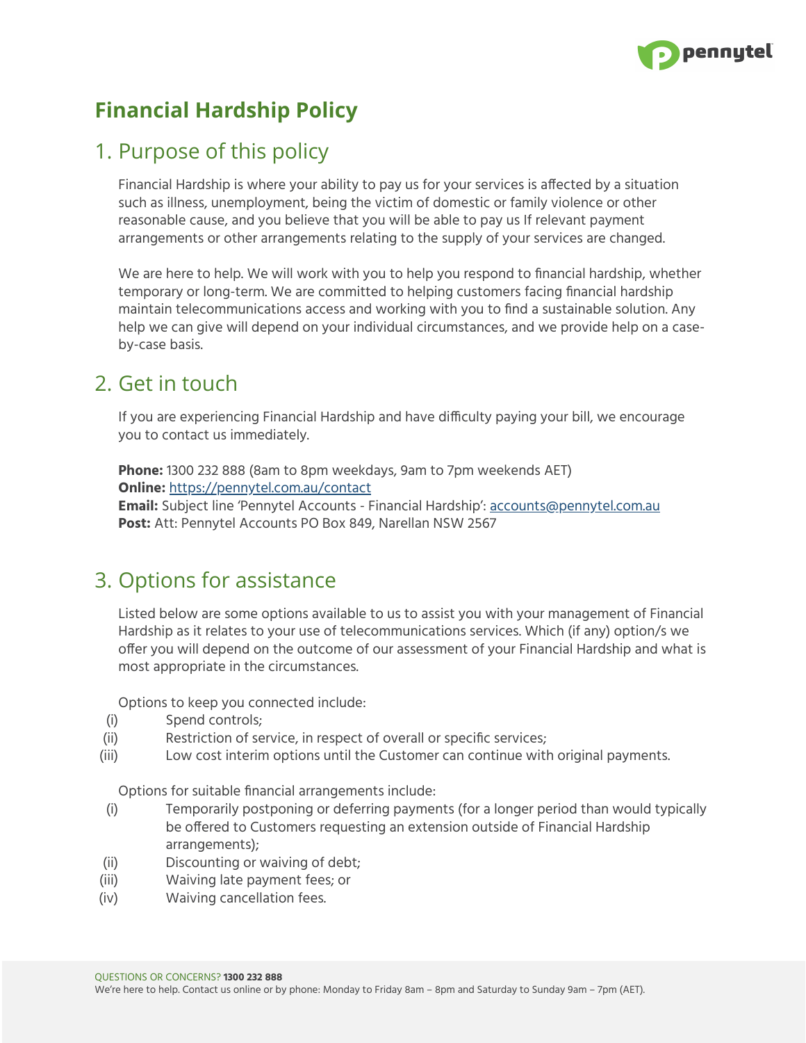# Financial Hardship Policy

## 1. Purpose of this policy

Financial Hardship is where your ability to pay us for your services is affected by a situation such as illness, unemployment, being the victim of domestic or family violence or other reasonable cause, and you believe that you will be able to pay us If relevant payment arrangements or other arrangements relating to the supply of your services are changed.

We are here to help. We will work with you to help you respond to financial hardship, whether temporary or long-term. We are committed to helping customers facing financial hardship maintain telecommunications access and working with you to find a sustainable solution. Any help we can give will depend on your individual circumstances, and we provide help on a case-by-case basis.

## 2. Get in touch

If you are experiencing Financial Hardship and have difficulty paying your bill, we encourage you to contact us immediately.

**Phone:** 1300 232 888 (8am to 8pm weekdays, 9am to 7pm weekends AET)
**Online:** https://pennytel.com.au/contact
**Email:** Subject line 'Pennytel Accounts - Financial Hardship': accounts@pennytel.com.au
**Post:** Att: Pennytel Accounts PO Box 849, Narellan NSW 2567

## 3. Options for assistance

Listed below are some options available to us to assist you with your management of Financial Hardship as it relates to your use of telecommunications services. Which (if any) option/s we offer you will depend on the outcome of our assessment of your Financial Hardship and what is most appropriate in the circumstances.

Options to keep you connected include:

(i) Spend controls;
(ii) Restriction of service, in respect of overall or specific services;
(iii) Low cost interim options until the Customer can continue with original payments.

Options for suitable financial arrangements include:

(i) Temporarily postponing or deferring payments (for a longer period than would typically be offered to Customers requesting an extension outside of Financial Hardship arrangements);
(ii) Discounting or waiving of debt;
(iii) Waiving late payment fees; or
(iv) Waiving cancellation fees.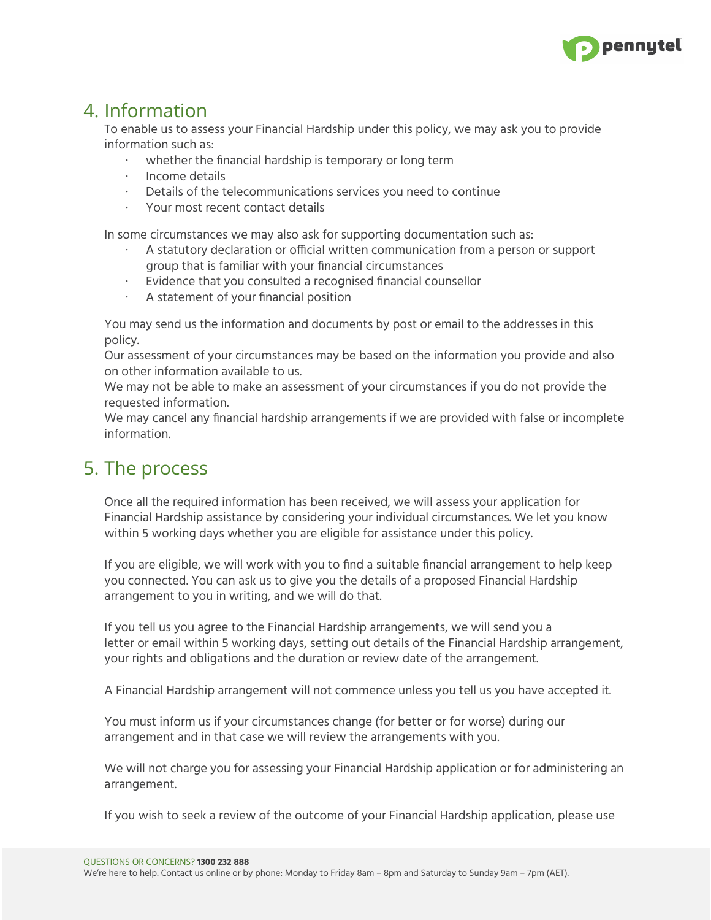## 4. Information

To enable us to assess your Financial Hardship under this policy, we may ask you to provide information such as:

- whether the financial hardship is temporary or long term
- Income details
- Details of the telecommunications services you need to continue
- Your most recent contact details

In some circumstances we may also ask for supporting documentation such as:

- A statutory declaration or official written communication from a person or support group that is familiar with your financial circumstances
- Evidence that you consulted a recognised financial counsellor
- A statement of your financial position

You may send us the information and documents by post or email to the addresses in this policy.
Our assessment of your circumstances may be based on the information you provide and also on other information available to us.
We may not be able to make an assessment of your circumstances if you do not provide the requested information.
We may cancel any financial hardship arrangements if we are provided with false or incomplete information.

## 5. The process

Once all the required information has been received, we will assess your application for Financial Hardship assistance by considering your individual circumstances. We let you know within 5 working days whether you are eligible for assistance under this policy.

If you are eligible, we will work with you to find a suitable financial arrangement to help keep you connected. You can ask us to give you the details of a proposed Financial Hardship arrangement to you in writing, and we will do that.

If you tell us you agree to the Financial Hardship arrangements, we will send you a letter or email within 5 working days, setting out details of the Financial Hardship arrangement, your rights and obligations and the duration or review date of the arrangement.

A Financial Hardship arrangement will not commence unless you tell us you have accepted it.

You must inform us if your circumstances change (for better or for worse) during our arrangement and in that case we will review the arrangements with you.

We will not charge you for assessing your Financial Hardship application or for administering an arrangement.

If you wish to seek a review of the outcome of your Financial Hardship application, please use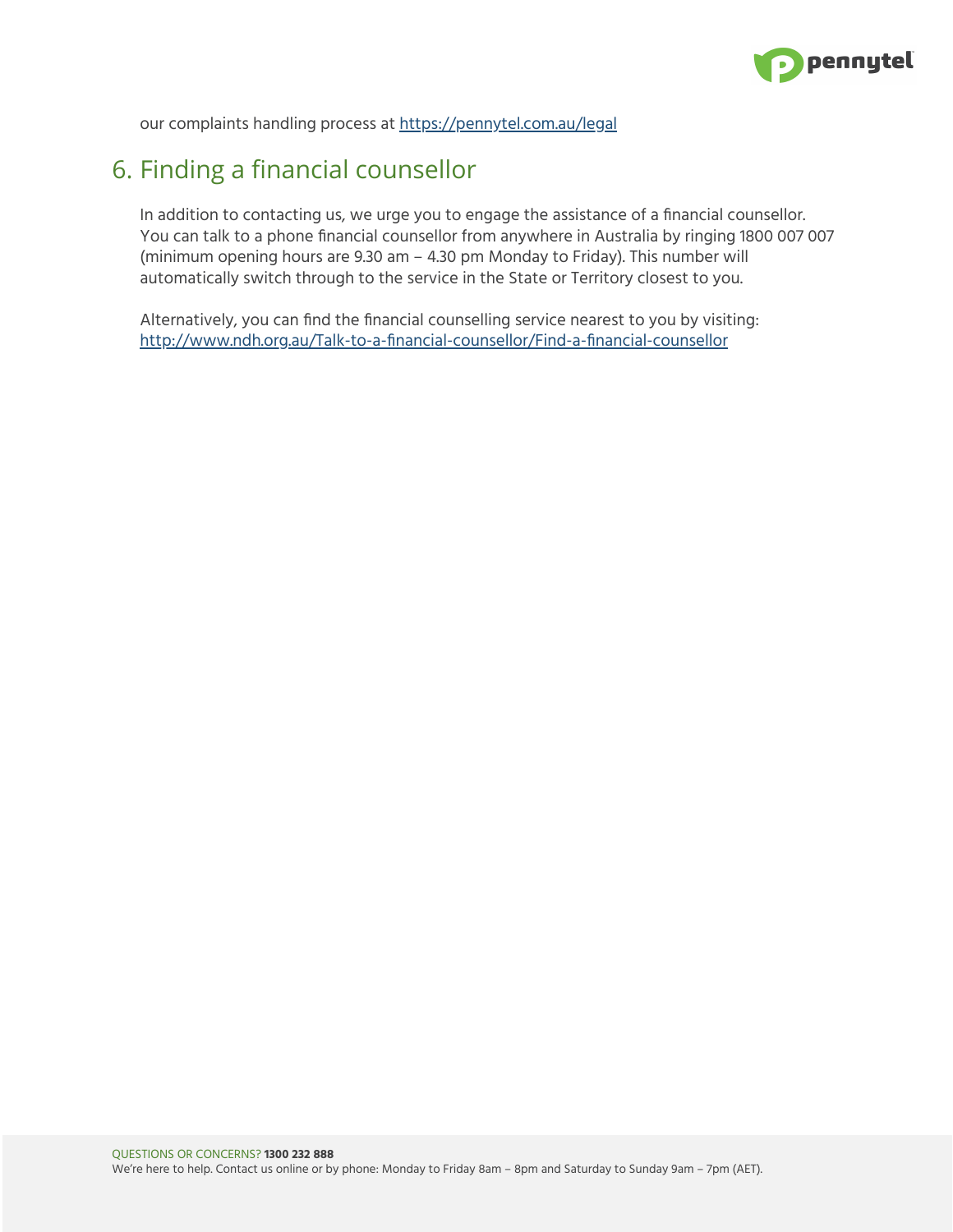our complaints handling process at https://pennytel.com.au/legal

## 6. Finding a financial counsellor

In addition to contacting us, we urge you to engage the assistance of a financial counsellor. You can talk to a phone financial counsellor from anywhere in Australia by ringing 1800 007 007 (minimum opening hours are 9.30 am – 4.30 pm Monday to Friday). This number will automatically switch through to the service in the State or Territory closest to you.

Alternatively, you can find the financial counselling service nearest to you by visiting: http://www.ndh.org.au/Talk-to-a-financial-counsellor/Find-a-financial-counsellor